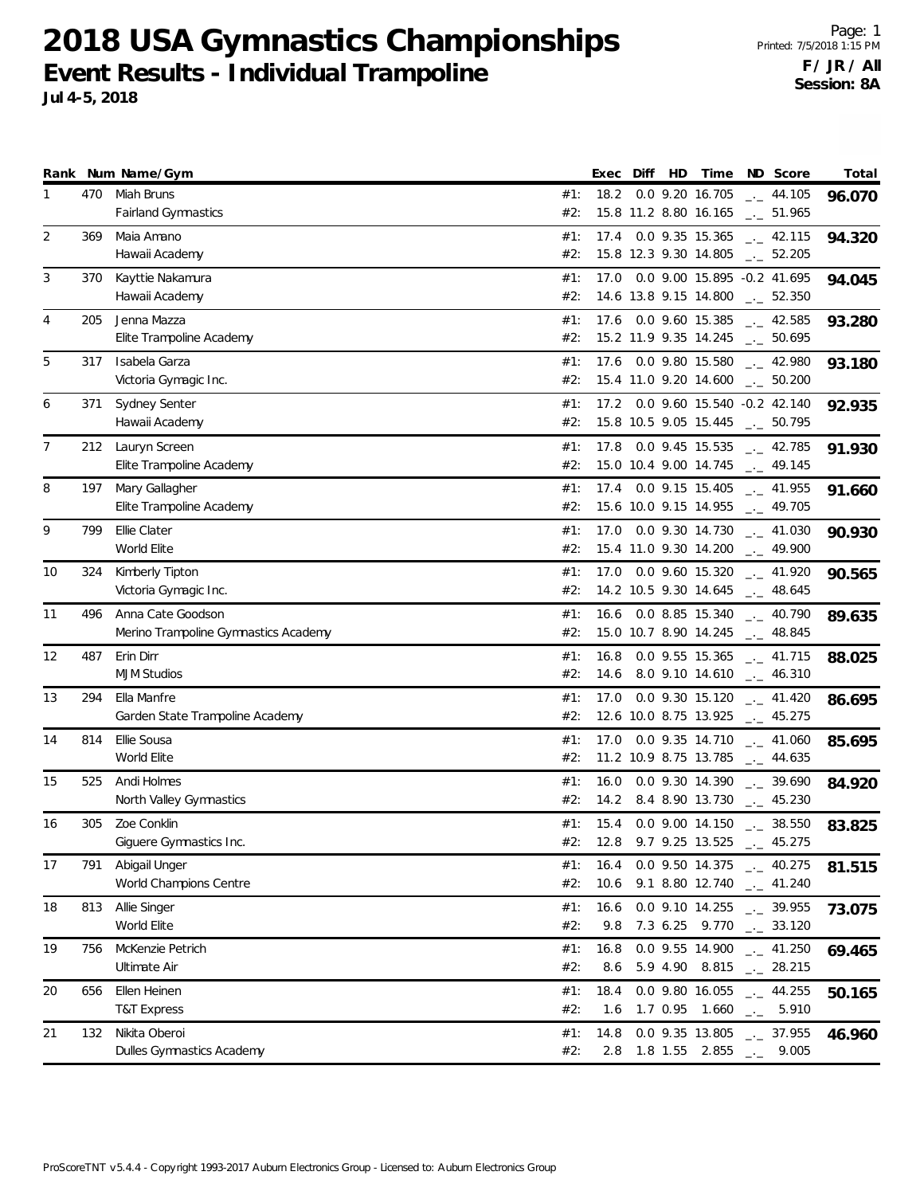# 2018 USA Gymnastics Championships

## Event Results - Individual Trampoline

**Jul 4-5, 2018**

Printed: 7/5/2018 1:15 PM

**F / JR / All**
**Session: 8A**

| Rank | Num | Name/Gym | | Exec | Diff | HD | Time | ND | Score | Total |
|---|---|---|---|---|---|---|---|---|---|---|
| 1 | 470 | Miah Bruns | #1: | 18.2 | 0.0 | 9.20 | 16.705 | _._ | 44.105 | **96.070** |
| | | Fairland Gymnastics | #2: | 15.8 | 11.2 | 8.80 | 16.165 | _._ | 51.965 | |
| 2 | 369 | Maia Amano | #1: | 17.4 | 0.0 | 9.35 | 15.365 | _._ | 42.115 | **94.320** |
| | | Hawaii Academy | #2: | 15.8 | 12.3 | 9.30 | 14.805 | _._ | 52.205 | |
| 3 | 370 | Kayttie Nakamura | #1: | 17.0 | 0.0 | 9.00 | 15.895 | -0.2 | 41.695 | **94.045** |
| | | Hawaii Academy | #2: | 14.6 | 13.8 | 9.15 | 14.800 | _._ | 52.350 | |
| 4 | 205 | Jenna Mazza | #1: | 17.6 | 0.0 | 9.60 | 15.385 | _._ | 42.585 | **93.280** |
| | | Elite Trampoline Academy | #2: | 15.2 | 11.9 | 9.35 | 14.245 | _._ | 50.695 | |
| 5 | 317 | Isabela Garza | #1: | 17.6 | 0.0 | 9.80 | 15.580 | _._ | 42.980 | **93.180** |
| | | Victoria Gymagic Inc. | #2: | 15.4 | 11.0 | 9.20 | 14.600 | _._ | 50.200 | |
| 6 | 371 | Sydney Senter | #1: | 17.2 | 0.0 | 9.60 | 15.540 | -0.2 | 42.140 | **92.935** |
| | | Hawaii Academy | #2: | 15.8 | 10.5 | 9.05 | 15.445 | _._ | 50.795 | |
| 7 | 212 | Lauryn Screen | #1: | 17.8 | 0.0 | 9.45 | 15.535 | _._ | 42.785 | **91.930** |
| | | Elite Trampoline Academy | #2: | 15.0 | 10.4 | 9.00 | 14.745 | _._ | 49.145 | |
| 8 | 197 | Mary Gallagher | #1: | 17.4 | 0.0 | 9.15 | 15.405 | _._ | 41.955 | **91.660** |
| | | Elite Trampoline Academy | #2: | 15.6 | 10.0 | 9.15 | 14.955 | _._ | 49.705 | |
| 9 | 799 | Ellie Clater | #1: | 17.0 | 0.0 | 9.30 | 14.730 | _._ | 41.030 | **90.930** |
| | | World Elite | #2: | 15.4 | 11.0 | 9.30 | 14.200 | _._ | 49.900 | |
| 10 | 324 | Kimberly Tipton | #1: | 17.0 | 0.0 | 9.60 | 15.320 | _._ | 41.920 | **90.565** |
| | | Victoria Gymagic Inc. | #2: | 14.2 | 10.5 | 9.30 | 14.645 | _._ | 48.645 | |
| 11 | 496 | Anna Cate Goodson | #1: | 16.6 | 0.0 | 8.85 | 15.340 | _._ | 40.790 | **89.635** |
| | | Merino Trampoline Gymnastics Academy | #2: | 15.0 | 10.7 | 8.90 | 14.245 | _._ | 48.845 | |
| 12 | 487 | Erin Dirr | #1: | 16.8 | 0.0 | 9.55 | 15.365 | _._ | 41.715 | **88.025** |
| | | MJM Studios | #2: | 14.6 | 8.0 | 9.10 | 14.610 | _._ | 46.310 | |
| 13 | 294 | Ella Manfre | #1: | 17.0 | 0.0 | 9.30 | 15.120 | _._ | 41.420 | **86.695** |
| | | Garden State Trampoline Academy | #2: | 12.6 | 10.0 | 8.75 | 13.925 | _._ | 45.275 | |
| 14 | 814 | Ellie Sousa | #1: | 17.0 | 0.0 | 9.35 | 14.710 | _._ | 41.060 | **85.695** |
| | | World Elite | #2: | 11.2 | 10.9 | 8.75 | 13.785 | _._ | 44.635 | |
| 15 | 525 | Andi Holmes | #1: | 16.0 | 0.0 | 9.30 | 14.390 | _._ | 39.690 | **84.920** |
| | | North Valley Gymnastics | #2: | 14.2 | 8.4 | 8.90 | 13.730 | _._ | 45.230 | |
| 16 | 305 | Zoe Conklin | #1: | 15.4 | 0.0 | 9.00 | 14.150 | _._ | 38.550 | **83.825** |
| | | Giguere Gymnastics Inc. | #2: | 12.8 | 9.7 | 9.25 | 13.525 | _._ | 45.275 | |
| 17 | 791 | Abigail Unger | #1: | 16.4 | 0.0 | 9.50 | 14.375 | _._ | 40.275 | **81.515** |
| | | World Champions Centre | #2: | 10.6 | 9.1 | 8.80 | 12.740 | _._ | 41.240 | |
| 18 | 813 | Allie Singer | #1: | 16.6 | 0.0 | 9.10 | 14.255 | _._ | 39.955 | **73.075** |
| | | World Elite | #2: | 9.8 | 7.3 | 6.25 | 9.770 | _._ | 33.120 | |
| 19 | 756 | McKenzie Petrich | #1: | 16.8 | 0.0 | 9.55 | 14.900 | _._ | 41.250 | **69.465** |
| | | Ultimate Air | #2: | 8.6 | 5.9 | 4.90 | 8.815 | _._ | 28.215 | |
| 20 | 656 | Ellen Heinen | #1: | 18.4 | 0.0 | 9.80 | 16.055 | _._ | 44.255 | **50.165** |
| | | T&T Express | #2: | 1.6 | 1.7 | 0.95 | 1.660 | _._ | 5.910 | |
| 21 | 132 | Nikita Oberoi | #1: | 14.8 | 0.0 | 9.35 | 13.805 | _._ | 37.955 | **46.960** |
| | | Dulles Gymnastics Academy | #2: | 2.8 | 1.8 | 1.55 | 2.855 | _._ | 9.005 | |

ProScoreTNT v5.4.4 - Copyright 1993-2017 Auburn Electronics Group - Licensed to: Auburn Electronics Group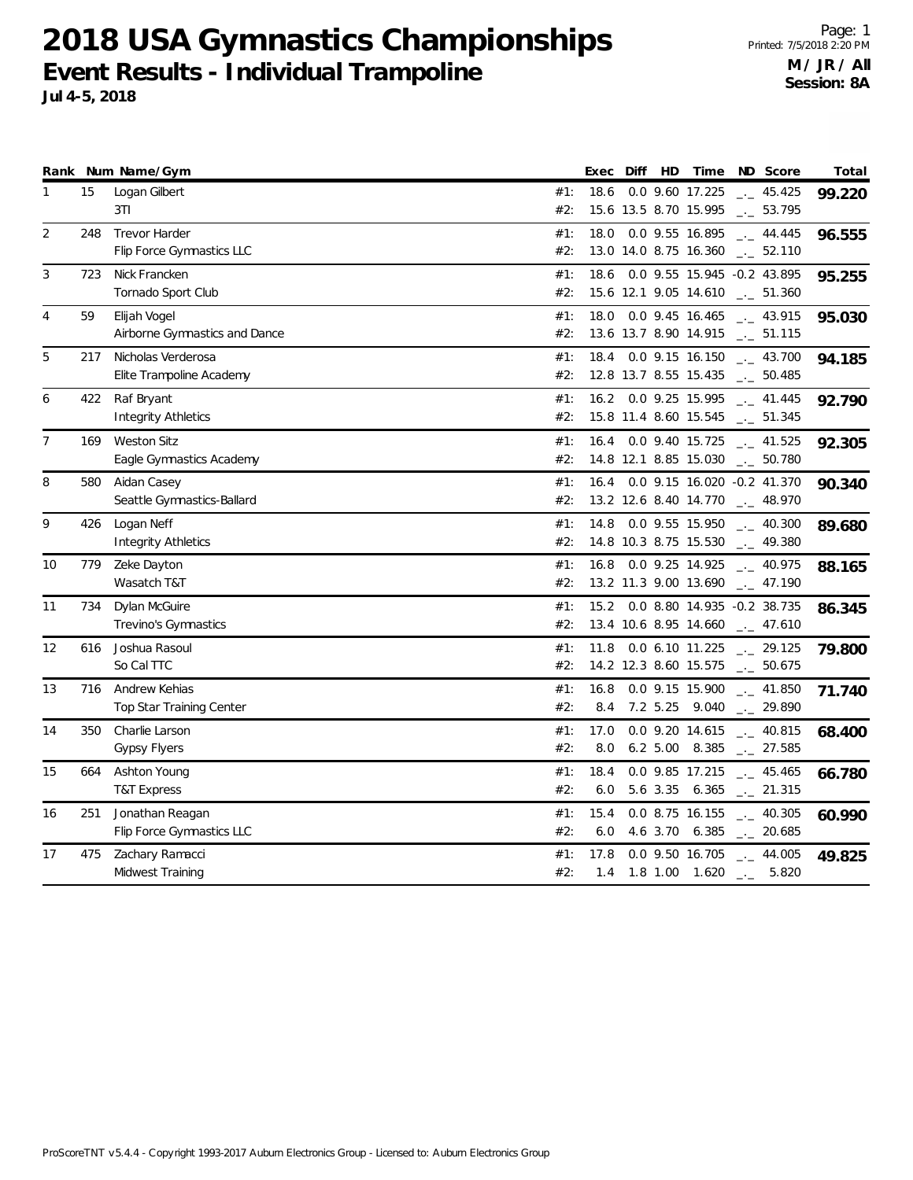# 2018 USA Gymnastics Championships

## Event Results - Individual Trampoline

**Jul 4-5, 2018**

**M / JR / All**
**Session: 8A**

| Rank | Num | Name/Gym | | Exec | Diff | HD | Time | ND | Score | Total |
|---|---|---|---|---|---|---|---|---|---|---|
| 1 | 15 | Logan Gilbert | #1: | 18.6 | 0.0 | 9.60 | 17.225 | _._ | 45.425 | **99.220** |
| | | 3TI | #2: | 15.6 | 13.5 | 8.70 | 15.995 | _._ | 53.795 | |
| 2 | 248 | Trevor Harder | #1: | 18.0 | 0.0 | 9.55 | 16.895 | _._ | 44.445 | **96.555** |
| | | Flip Force Gymnastics LLC | #2: | 13.0 | 14.0 | 8.75 | 16.360 | _._ | 52.110 | |
| 3 | 723 | Nick Francken | #1: | 18.6 | 0.0 | 9.55 | 15.945 | -0.2 | 43.895 | **95.255** |
| | | Tornado Sport Club | #2: | 15.6 | 12.1 | 9.05 | 14.610 | _._ | 51.360 | |
| 4 | 59 | Elijah Vogel | #1: | 18.0 | 0.0 | 9.45 | 16.465 | _._ | 43.915 | **95.030** |
| | | Airborne Gymnastics and Dance | #2: | 13.6 | 13.7 | 8.90 | 14.915 | _._ | 51.115 | |
| 5 | 217 | Nicholas Verderosa | #1: | 18.4 | 0.0 | 9.15 | 16.150 | _._ | 43.700 | **94.185** |
| | | Elite Trampoline Academy | #2: | 12.8 | 13.7 | 8.55 | 15.435 | _._ | 50.485 | |
| 6 | 422 | Raf Bryant | #1: | 16.2 | 0.0 | 9.25 | 15.995 | _._ | 41.445 | **92.790** |
| | | Integrity Athletics | #2: | 15.8 | 11.4 | 8.60 | 15.545 | _._ | 51.345 | |
| 7 | 169 | Weston Sitz | #1: | 16.4 | 0.0 | 9.40 | 15.725 | _._ | 41.525 | **92.305** |
| | | Eagle Gymnastics Academy | #2: | 14.8 | 12.1 | 8.85 | 15.030 | _._ | 50.780 | |
| 8 | 580 | Aidan Casey | #1: | 16.4 | 0.0 | 9.15 | 16.020 | -0.2 | 41.370 | **90.340** |
| | | Seattle Gymnastics-Ballard | #2: | 13.2 | 12.6 | 8.40 | 14.770 | _._ | 48.970 | |
| 9 | 426 | Logan Neff | #1: | 14.8 | 0.0 | 9.55 | 15.950 | _._ | 40.300 | **89.680** |
| | | Integrity Athletics | #2: | 14.8 | 10.3 | 8.75 | 15.530 | _._ | 49.380 | |
| 10 | 779 | Zeke Dayton | #1: | 16.8 | 0.0 | 9.25 | 14.925 | _._ | 40.975 | **88.165** |
| | | Wasatch T&T | #2: | 13.2 | 11.3 | 9.00 | 13.690 | _._ | 47.190 | |
| 11 | 734 | Dylan McGuire | #1: | 15.2 | 0.0 | 8.80 | 14.935 | -0.2 | 38.735 | **86.345** |
| | | Trevino's Gymnastics | #2: | 13.4 | 10.6 | 8.95 | 14.660 | _._ | 47.610 | |
| 12 | 616 | Joshua Rasoul | #1: | 11.8 | 0.0 | 6.10 | 11.225 | _._ | 29.125 | **79.800** |
| | | So Cal TTC | #2: | 14.2 | 12.3 | 8.60 | 15.575 | _._ | 50.675 | |
| 13 | 716 | Andrew Kehias | #1: | 16.8 | 0.0 | 9.15 | 15.900 | _._ | 41.850 | **71.740** |
| | | Top Star Training Center | #2: | 8.4 | 7.2 | 5.25 | 9.040 | _._ | 29.890 | |
| 14 | 350 | Charlie Larson | #1: | 17.0 | 0.0 | 9.20 | 14.615 | _._ | 40.815 | **68.400** |
| | | Gypsy Flyers | #2: | 8.0 | 6.2 | 5.00 | 8.385 | _._ | 27.585 | |
| 15 | 664 | Ashton Young | #1: | 18.4 | 0.0 | 9.85 | 17.215 | _._ | 45.465 | **66.780** |
| | | T&T Express | #2: | 6.0 | 5.6 | 3.35 | 6.365 | _._ | 21.315 | |
| 16 | 251 | Jonathan Reagan | #1: | 15.4 | 0.0 | 8.75 | 16.155 | _._ | 40.305 | **60.990** |
| | | Flip Force Gymnastics LLC | #2: | 6.0 | 4.6 | 3.70 | 6.385 | _._ | 20.685 | |
| 17 | 475 | Zachary Ramacci | #1: | 17.8 | 0.0 | 9.50 | 16.705 | _._ | 44.005 | **49.825** |
| | | Midwest Training | #2: | 1.4 | 1.8 | 1.00 | 1.620 | _._ | 5.820 | |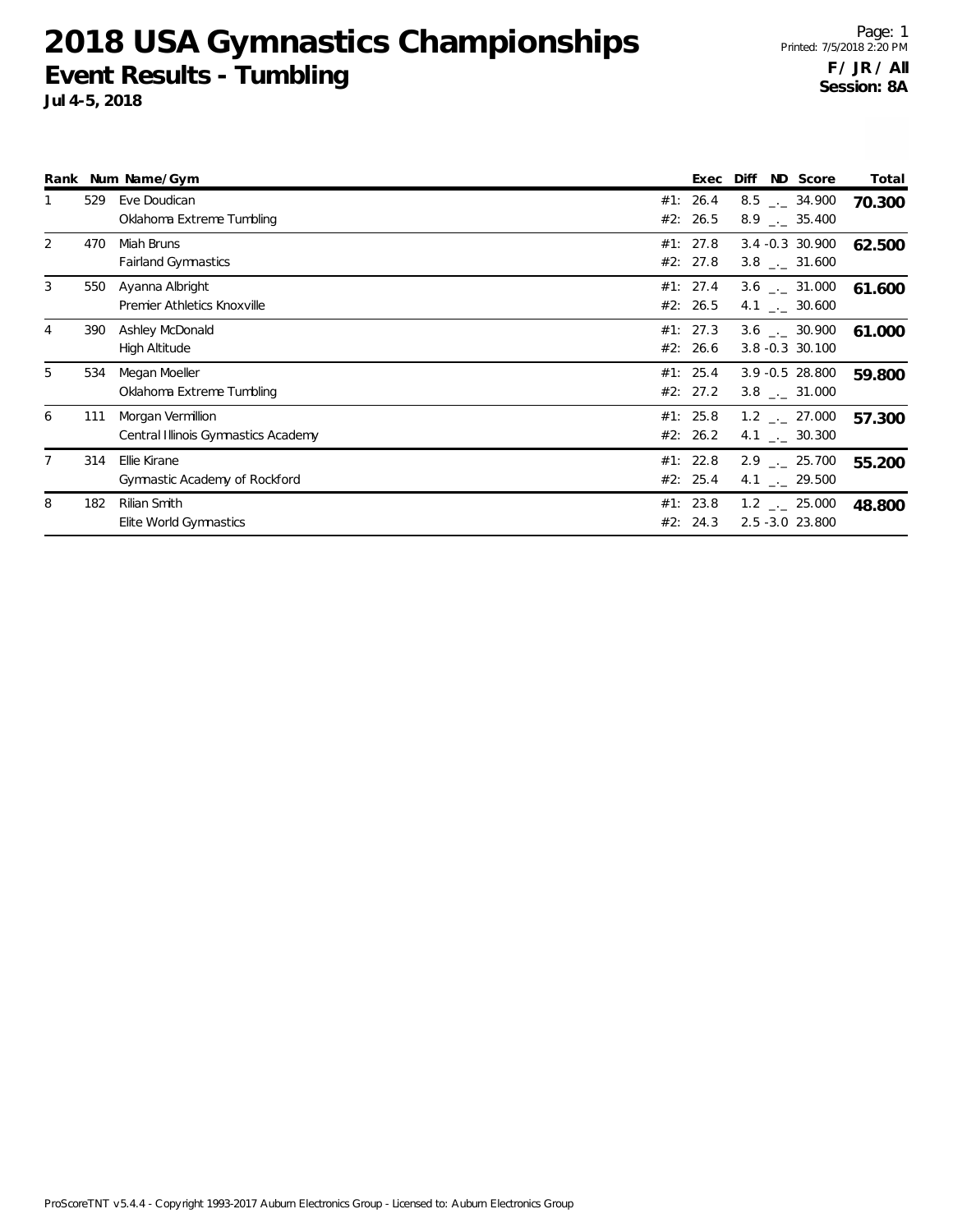# 2018 USA Gymnastics Championships

## Event Results - Tumbling

**Jul 4-5, 2018**

**F / JR / All**
**Session: 8A**

| Rank | Num | Name/Gym | | Exec | Diff | ND | Score | Total |
|---|---|---|---|---|---|---|---|---|
| 1 | 529 | Eve Doudican | #1: | 26.4 | 8.5 | _._ | 34.900 | **70.300** |
| | | Oklahoma Extreme Tumbling | #2: | 26.5 | 8.9 | _._ | 35.400 | |
| 2 | 470 | Miah Bruns | #1: | 27.8 | 3.4 | -0.3 | 30.900 | **62.500** |
| | | Fairland Gymnastics | #2: | 27.8 | 3.8 | _._ | 31.600 | |
| 3 | 550 | Ayanna Albright | #1: | 27.4 | 3.6 | _._ | 31.000 | **61.600** |
| | | Premier Athletics Knoxville | #2: | 26.5 | 4.1 | _._ | 30.600 | |
| 4 | 390 | Ashley McDonald | #1: | 27.3 | 3.6 | _._ | 30.900 | **61.000** |
| | | High Altitude | #2: | 26.6 | 3.8 | -0.3 | 30.100 | |
| 5 | 534 | Megan Moeller | #1: | 25.4 | 3.9 | -0.5 | 28.800 | **59.800** |
| | | Oklahoma Extreme Tumbling | #2: | 27.2 | 3.8 | _._ | 31.000 | |
| 6 | 111 | Morgan Vermillion | #1: | 25.8 | 1.2 | _._ | 27.000 | **57.300** |
| | | Central Illinois Gymnastics Academy | #2: | 26.2 | 4.1 | _._ | 30.300 | |
| 7 | 314 | Ellie Kirane | #1: | 22.8 | 2.9 | _._ | 25.700 | **55.200** |
| | | Gymnastic Academy of Rockford | #2: | 25.4 | 4.1 | _._ | 29.500 | |
| 8 | 182 | Rilian Smith | #1: | 23.8 | 1.2 | _._ | 25.000 | **48.800** |
| | | Elite World Gymnastics | #2: | 24.3 | 2.5 | -3.0 | 23.800 | |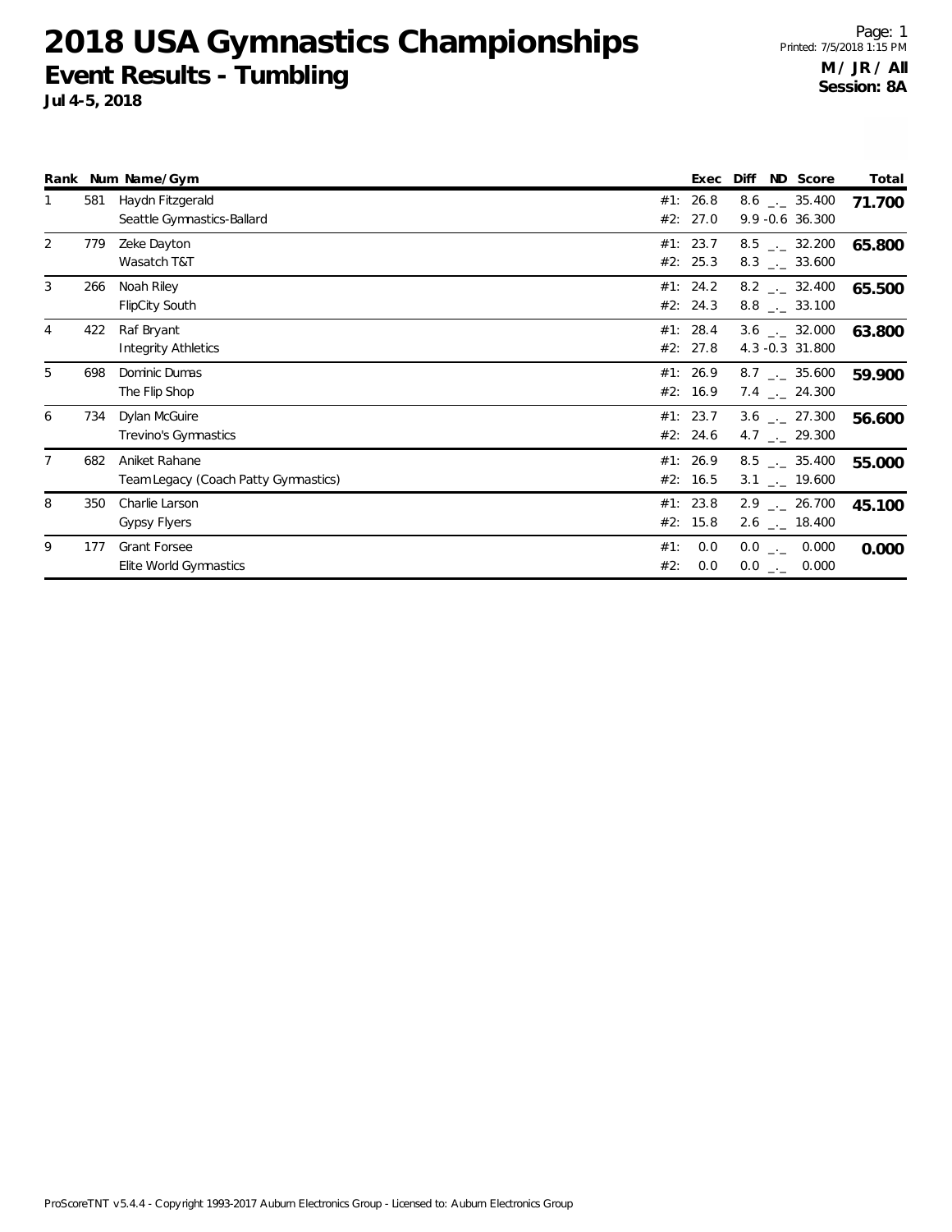# 2018 USA Gymnastics Championships

## Event Results - Tumbling

**Jul 4-5, 2018**

**M / JR / All**
**Session: 8A**

| Rank | Num | Name/Gym | | Exec | Diff | ND | Score | Total |
|---|---|---|---|---|---|---|---|---|
| 1 | 581 | Haydn Fitzgerald | #1: | 26.8 | 8.6 | _._ | 35.400 | **71.700** |
| | | Seattle Gymnastics-Ballard | #2: | 27.0 | 9.9 | -0.6 | 36.300 | |
| 2 | 779 | Zeke Dayton | #1: | 23.7 | 8.5 | _._ | 32.200 | **65.800** |
| | | Wasatch T&T | #2: | 25.3 | 8.3 | _._ | 33.600 | |
| 3 | 266 | Noah Riley | #1: | 24.2 | 8.2 | _._ | 32.400 | **65.500** |
| | | FlipCity South | #2: | 24.3 | 8.8 | _._ | 33.100 | |
| 4 | 422 | Raf Bryant | #1: | 28.4 | 3.6 | _._ | 32.000 | **63.800** |
| | | Integrity Athletics | #2: | 27.8 | 4.3 | -0.3 | 31.800 | |
| 5 | 698 | Dominic Dumas | #1: | 26.9 | 8.7 | _._ | 35.600 | **59.900** |
| | | The Flip Shop | #2: | 16.9 | 7.4 | _._ | 24.300 | |
| 6 | 734 | Dylan McGuire | #1: | 23.7 | 3.6 | _._ | 27.300 | **56.600** |
| | | Trevino's Gymnastics | #2: | 24.6 | 4.7 | _._ | 29.300 | |
| 7 | 682 | Aniket Rahane | #1: | 26.9 | 8.5 | _._ | 35.400 | **55.000** |
| | | Team Legacy (Coach Patty Gymnastics) | #2: | 16.5 | 3.1 | _._ | 19.600 | |
| 8 | 350 | Charlie Larson | #1: | 23.8 | 2.9 | _._ | 26.700 | **45.100** |
| | | Gypsy Flyers | #2: | 15.8 | 2.6 | _._ | 18.400 | |
| 9 | 177 | Grant Forsee | #1: | 0.0 | 0.0 | _._ | 0.000 | **0.000** |
| | | Elite World Gymnastics | #2: | 0.0 | 0.0 | _._ | 0.000 | |

ProScoreTNT v5.4.4 - Copyright 1993-2017 Auburn Electronics Group - Licensed to: Auburn Electronics Group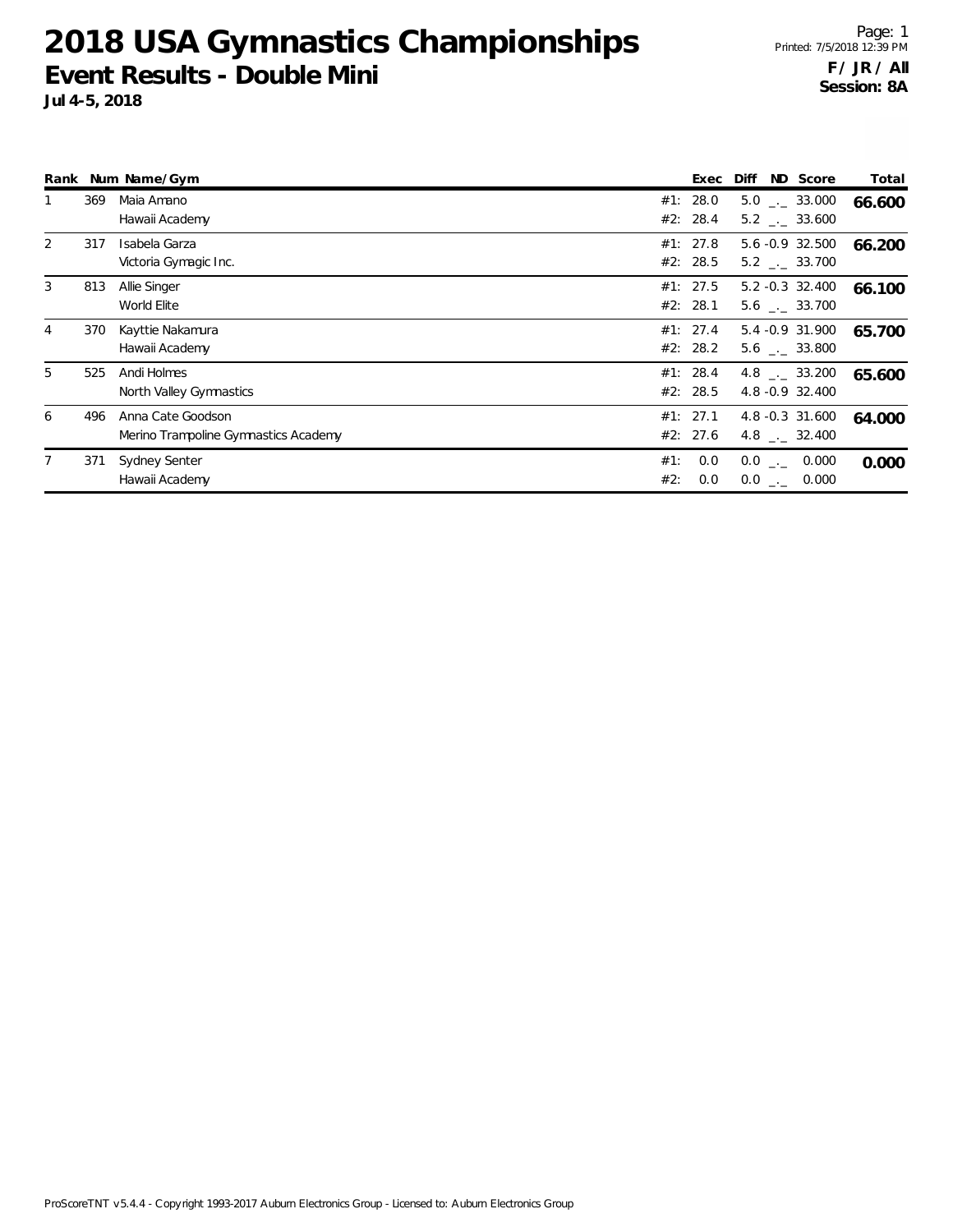# 2018 USA Gymnastics Championships

## Event Results - Double Mini

**Jul 4-5, 2018**

**F / JR / All**
**Session: 8A**

| Rank | Num | Name/Gym | | Exec | Diff | ND | Score | Total |
|---|---|---|---|---|---|---|---|---|
| 1 | 369 | Maia Amano | #1: | 28.0 | 5.0 | _._ | 33.000 | **66.600** |
| | | Hawaii Academy | #2: | 28.4 | 5.2 | _._ | 33.600 | |
| 2 | 317 | Isabela Garza | #1: | 27.8 | 5.6 | -0.9 | 32.500 | **66.200** |
| | | Victoria Gymagic Inc. | #2: | 28.5 | 5.2 | _._ | 33.700 | |
| 3 | 813 | Allie Singer | #1: | 27.5 | 5.2 | -0.3 | 32.400 | **66.100** |
| | | World Elite | #2: | 28.1 | 5.6 | _._ | 33.700 | |
| 4 | 370 | Kayttie Nakamura | #1: | 27.4 | 5.4 | -0.9 | 31.900 | **65.700** |
| | | Hawaii Academy | #2: | 28.2 | 5.6 | _._ | 33.800 | |
| 5 | 525 | Andi Holmes | #1: | 28.4 | 4.8 | _._ | 33.200 | **65.600** |
| | | North Valley Gymnastics | #2: | 28.5 | 4.8 | -0.9 | 32.400 | |
| 6 | 496 | Anna Cate Goodson | #1: | 27.1 | 4.8 | -0.3 | 31.600 | **64.000** |
| | | Merino Trampoline Gymnastics Academy | #2: | 27.6 | 4.8 | _._ | 32.400 | |
| 7 | 371 | Sydney Senter | #1: | 0.0 | 0.0 | _._ | 0.000 | **0.000** |
| | | Hawaii Academy | #2: | 0.0 | 0.0 | _._ | 0.000 | |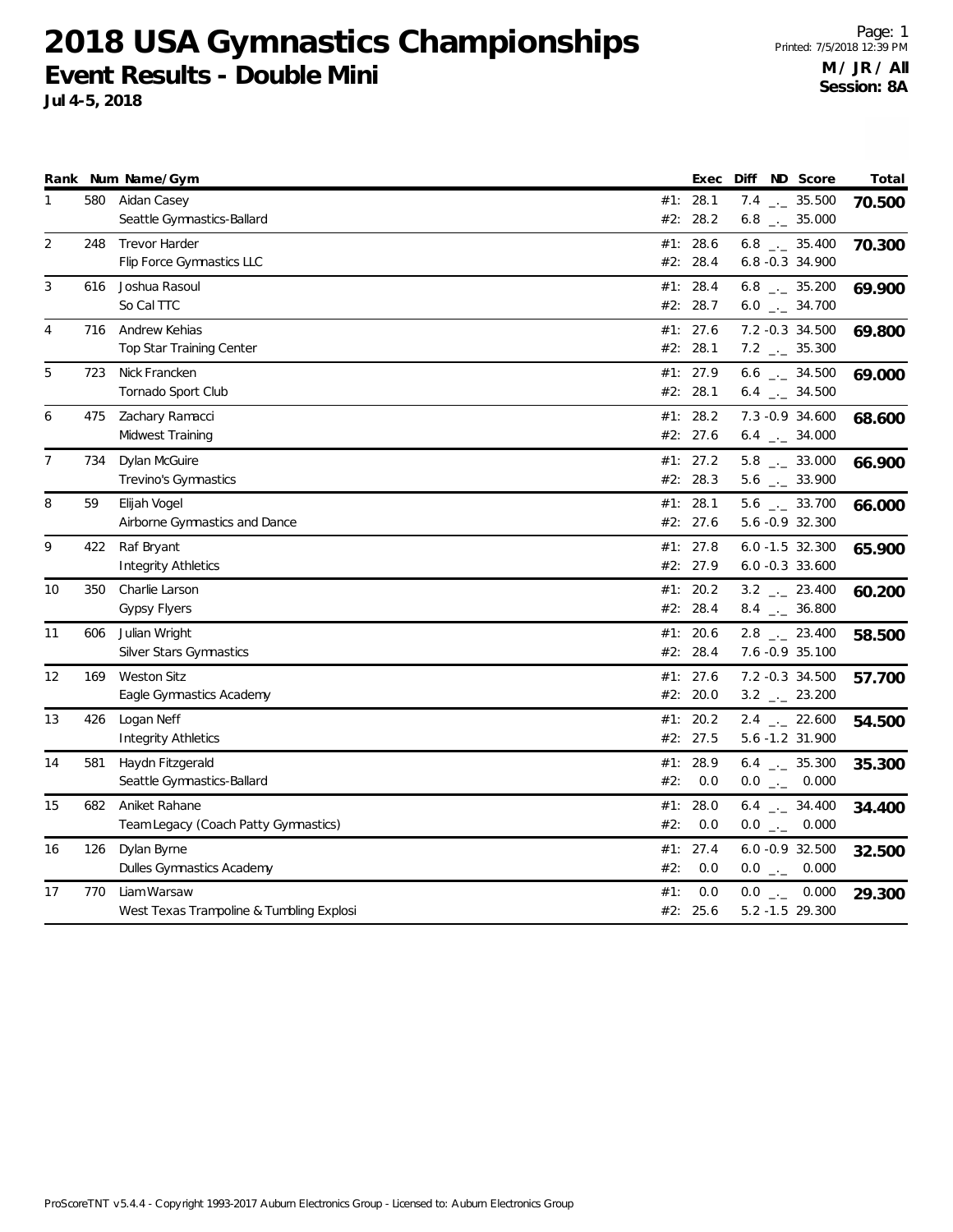# 2018 USA Gymnastics Championships

## Event Results - Double Mini

**Jul 4-5, 2018**

Printed: 7/5/2018 12:39 PM

**M / JR / All**
**Session: 8A**

| Rank | Num | Name/Gym | | Exec | Diff | ND | Score | Total |
|---|---|---|---|---|---|---|---|---|
| 1 | 580 | Aidan Casey | #1: | 28.1 | 7.4 | _._ | 35.500 | **70.500** |
| | | Seattle Gymnastics-Ballard | #2: | 28.2 | 6.8 | _._ | 35.000 | |
| 2 | 248 | Trevor Harder | #1: | 28.6 | 6.8 | _._ | 35.400 | **70.300** |
| | | Flip Force Gymnastics LLC | #2: | 28.4 | 6.8 | -0.3 | 34.900 | |
| 3 | 616 | Joshua Rasoul | #1: | 28.4 | 6.8 | _._ | 35.200 | **69.900** |
| | | So Cal TTC | #2: | 28.7 | 6.0 | _._ | 34.700 | |
| 4 | 716 | Andrew Kehias | #1: | 27.6 | 7.2 | -0.3 | 34.500 | **69.800** |
| | | Top Star Training Center | #2: | 28.1 | 7.2 | _._ | 35.300 | |
| 5 | 723 | Nick Francken | #1: | 27.9 | 6.6 | _._ | 34.500 | **69.000** |
| | | Tornado Sport Club | #2: | 28.1 | 6.4 | _._ | 34.500 | |
| 6 | 475 | Zachary Ramacci | #1: | 28.2 | 7.3 | -0.9 | 34.600 | **68.600** |
| | | Midwest Training | #2: | 27.6 | 6.4 | _._ | 34.000 | |
| 7 | 734 | Dylan McGuire | #1: | 27.2 | 5.8 | _._ | 33.000 | **66.900** |
| | | Trevino's Gymnastics | #2: | 28.3 | 5.6 | _._ | 33.900 | |
| 8 | 59 | Elijah Vogel | #1: | 28.1 | 5.6 | _._ | 33.700 | **66.000** |
| | | Airborne Gymnastics and Dance | #2: | 27.6 | 5.6 | -0.9 | 32.300 | |
| 9 | 422 | Raf Bryant | #1: | 27.8 | 6.0 | -1.5 | 32.300 | **65.900** |
| | | Integrity Athletics | #2: | 27.9 | 6.0 | -0.3 | 33.600 | |
| 10 | 350 | Charlie Larson | #1: | 20.2 | 3.2 | _._ | 23.400 | **60.200** |
| | | Gypsy Flyers | #2: | 28.4 | 8.4 | _._ | 36.800 | |
| 11 | 606 | Julian Wright | #1: | 20.6 | 2.8 | _._ | 23.400 | **58.500** |
| | | Silver Stars Gymnastics | #2: | 28.4 | 7.6 | -0.9 | 35.100 | |
| 12 | 169 | Weston Sitz | #1: | 27.6 | 7.2 | -0.3 | 34.500 | **57.700** |
| | | Eagle Gymnastics Academy | #2: | 20.0 | 3.2 | _._ | 23.200 | |
| 13 | 426 | Logan Neff | #1: | 20.2 | 2.4 | _._ | 22.600 | **54.500** |
| | | Integrity Athletics | #2: | 27.5 | 5.6 | -1.2 | 31.900 | |
| 14 | 581 | Haydn Fitzgerald | #1: | 28.9 | 6.4 | _._ | 35.300 | **35.300** |
| | | Seattle Gymnastics-Ballard | #2: | 0.0 | 0.0 | _._ | 0.000 | |
| 15 | 682 | Aniket Rahane | #1: | 28.0 | 6.4 | _._ | 34.400 | **34.400** |
| | | Team Legacy (Coach Patty Gymnastics) | #2: | 0.0 | 0.0 | _._ | 0.000 | |
| 16 | 126 | Dylan Byrne | #1: | 27.4 | 6.0 | -0.9 | 32.500 | **32.500** |
| | | Dulles Gymnastics Academy | #2: | 0.0 | 0.0 | _._ | 0.000 | |
| 17 | 770 | Liam Warsaw | #1: | 0.0 | 0.0 | _._ | 0.000 | **29.300** |
| | | West Texas Trampoline & Tumbling Explosi | #2: | 25.6 | 5.2 | -1.5 | 29.300 | |

ProScoreTNT v5.4.4 - Copyright 1993-2017 Auburn Electronics Group - Licensed to: Auburn Electronics Group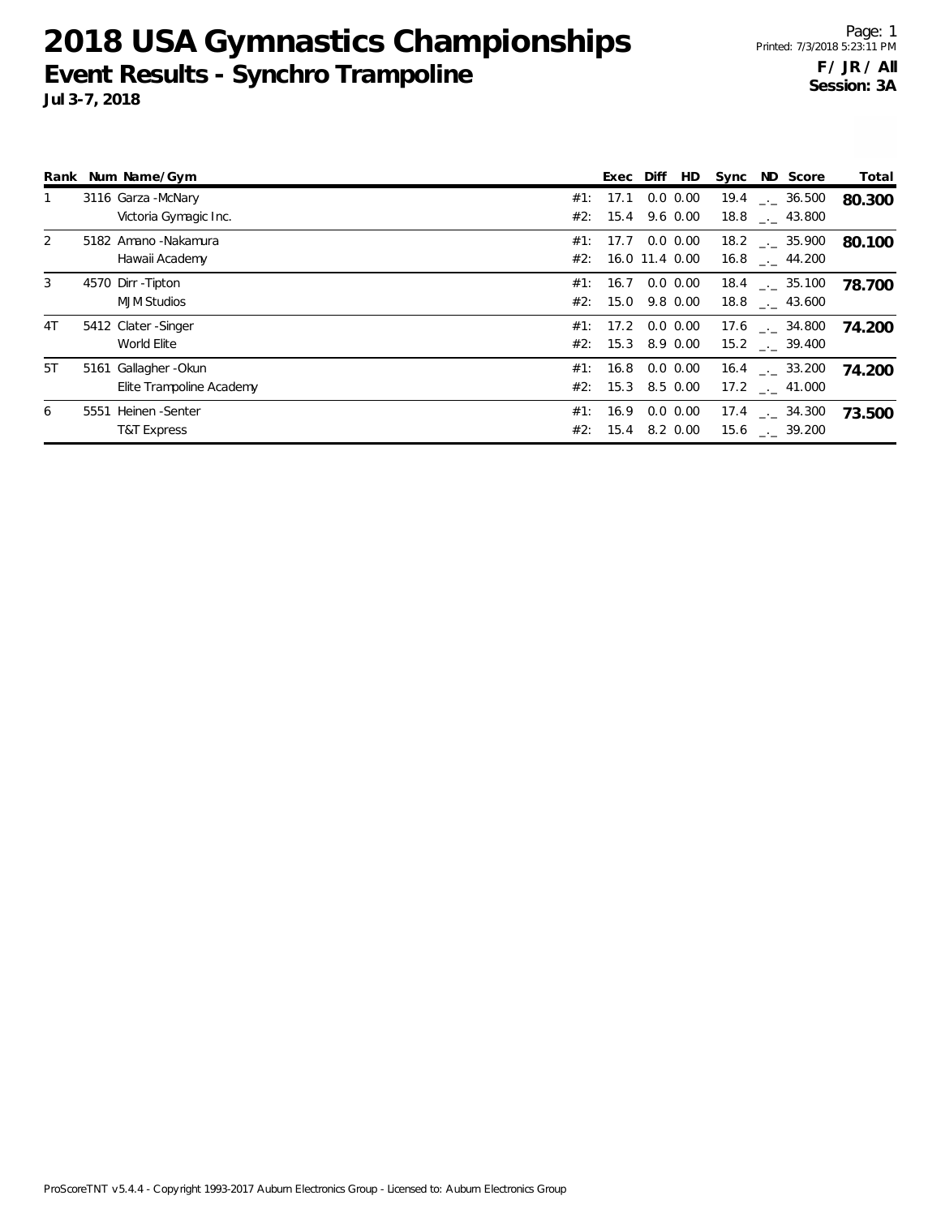# 2018 USA Gymnastics Championships

## Event Results - Synchro Trampoline

**Jul 3-7, 2018**

Page: 1
Printed: 7/3/2018 5:23:11 PM

**F / JR / All**
**Session: 3A**

| Rank | Num | Name/Gym | | Exec | Diff | HD | Sync | ND | Score | Total |
|---|---|---|---|---|---|---|---|---|---|---|
| 1 | 3116 | Garza -McNary | #1: | 17.1 | 0.0 | 0.00 | 19.4 | _._ | 36.500 | **80.300** |
| | | Victoria Gymagic Inc. | #2: | 15.4 | 9.6 | 0.00 | 18.8 | _._ | 43.800 | |
| 2 | 5182 | Amano -Nakamura | #1: | 17.7 | 0.0 | 0.00 | 18.2 | _._ | 35.900 | **80.100** |
| | | Hawaii Academy | #2: | 16.0 | 11.4 | 0.00 | 16.8 | _._ | 44.200 | |
| 3 | 4570 | Dirr -Tipton | #1: | 16.7 | 0.0 | 0.00 | 18.4 | _._ | 35.100 | **78.700** |
| | | MJM Studios | #2: | 15.0 | 9.8 | 0.00 | 18.8 | _._ | 43.600 | |
| 4T | 5412 | Clater -Singer | #1: | 17.2 | 0.0 | 0.00 | 17.6 | _._ | 34.800 | **74.200** |
| | | World Elite | #2: | 15.3 | 8.9 | 0.00 | 15.2 | _._ | 39.400 | |
| 5T | 5161 | Gallagher -Okun | #1: | 16.8 | 0.0 | 0.00 | 16.4 | _._ | 33.200 | **74.200** |
| | | Elite Trampoline Academy | #2: | 15.3 | 8.5 | 0.00 | 17.2 | _._ | 41.000 | |
| 6 | 5551 | Heinen -Senter | #1: | 16.9 | 0.0 | 0.00 | 17.4 | _._ | 34.300 | **73.500** |
| | | T&T Express | #2: | 15.4 | 8.2 | 0.00 | 15.6 | _._ | 39.200 | |

ProScoreTNT v5.4.4 - Copyright 1993-2017 Auburn Electronics Group - Licensed to: Auburn Electronics Group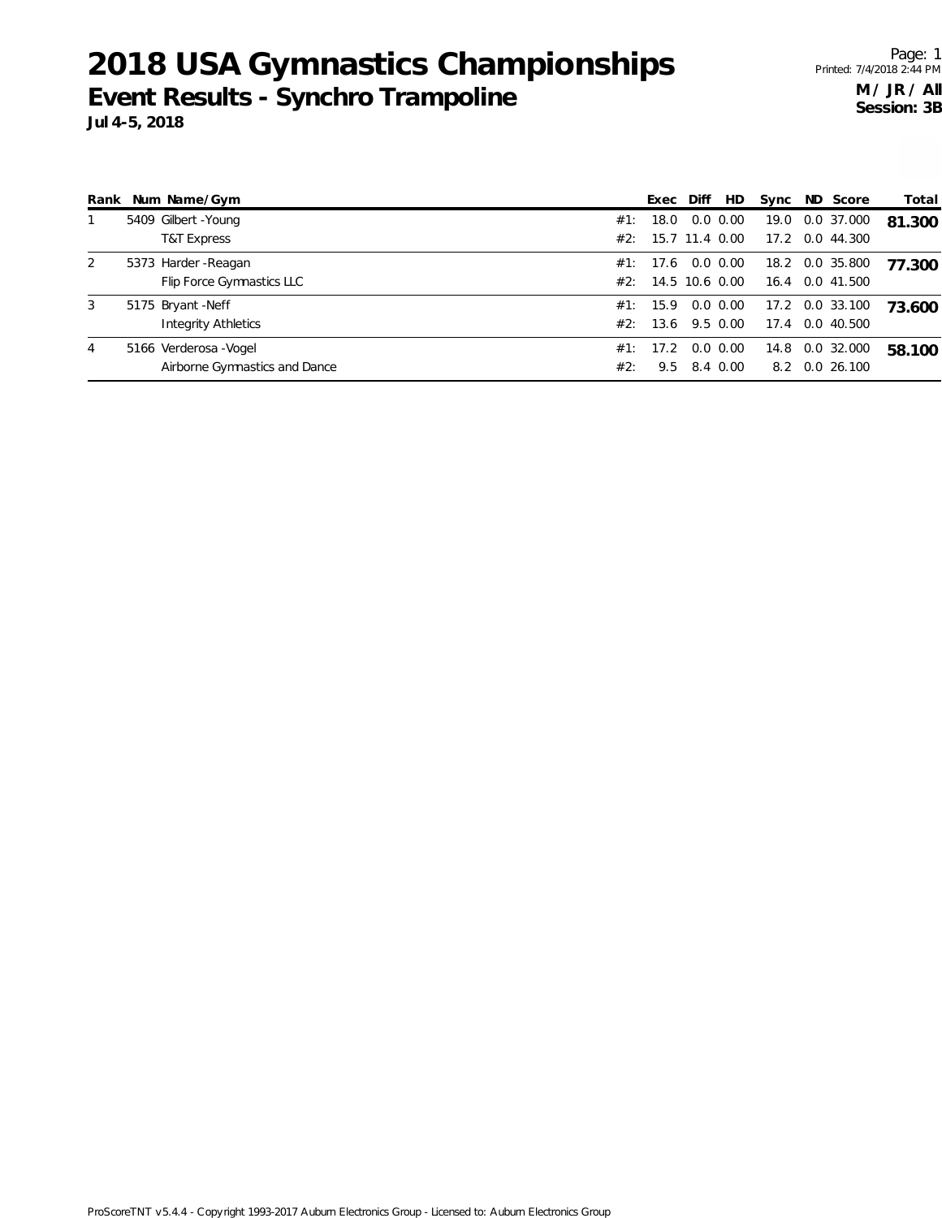# 2018 USA Gymnastics Championships

## Event Results - Synchro Trampoline

**Jul 4-5, 2018**

Page: 1
Printed: 7/4/2018 2:44 PM

**M / JR / All**
**Session: 3B**

| Rank | Num | Name/Gym | | Exec | Diff | HD | Sync | ND | Score | Total |
|---|---|---|---|---|---|---|---|---|---|---|
| 1 | 5409 | Gilbert -Young | #1: | 18.0 | 0.0 | 0.00 | 19.0 | 0.0 | 37.000 | **81.300** |
| | | T&T Express | #2: | 15.7 | 11.4 | 0.00 | 17.2 | 0.0 | 44.300 | |
| 2 | 5373 | Harder -Reagan | #1: | 17.6 | 0.0 | 0.00 | 18.2 | 0.0 | 35.800 | **77.300** |
| | | Flip Force Gymnastics LLC | #2: | 14.5 | 10.6 | 0.00 | 16.4 | 0.0 | 41.500 | |
| 3 | 5175 | Bryant -Neff | #1: | 15.9 | 0.0 | 0.00 | 17.2 | 0.0 | 33.100 | **73.600** |
| | | Integrity Athletics | #2: | 13.6 | 9.5 | 0.00 | 17.4 | 0.0 | 40.500 | |
| 4 | 5166 | Verderosa -Vogel | #1: | 17.2 | 0.0 | 0.00 | 14.8 | 0.0 | 32.000 | **58.100** |
| | | Airborne Gymnastics and Dance | #2: | 9.5 | 8.4 | 0.00 | 8.2 | 0.0 | 26.100 | |

ProScoreTNT v5.4.4 - Copyright 1993-2017 Auburn Electronics Group - Licensed to: Auburn Electronics Group